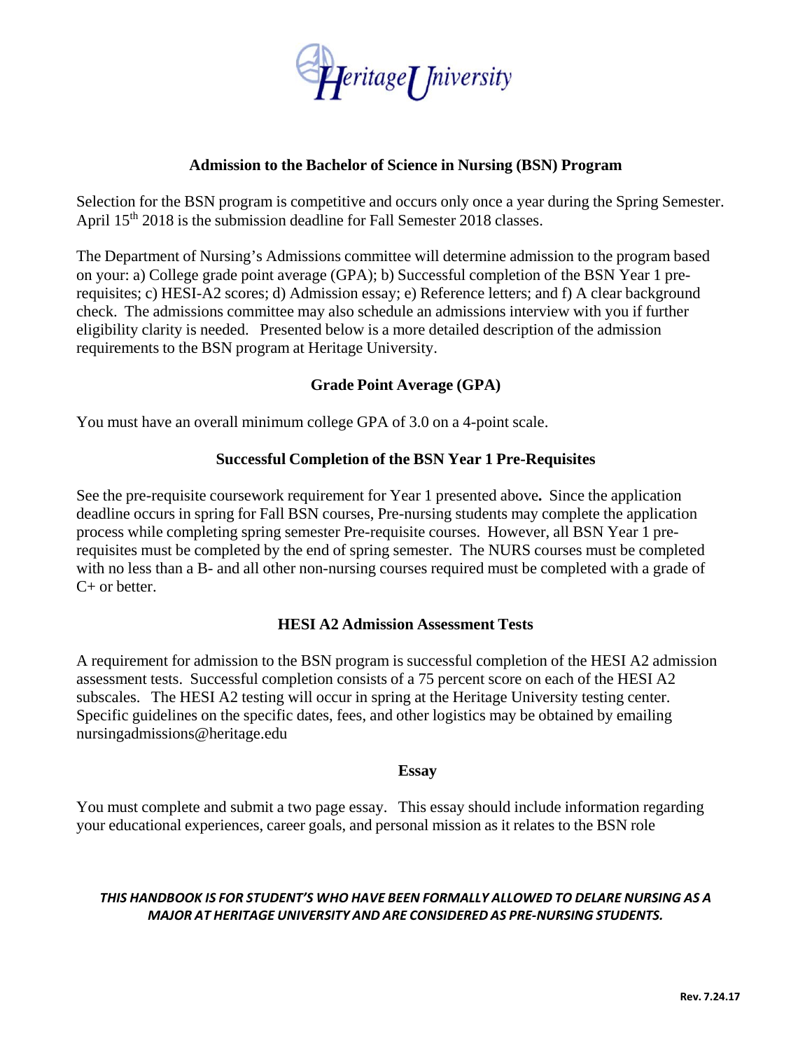Heritage University

## Admission to the Bachelor of Science in Nursing (BSN) Program

Selection for the BSN program is competitive and occurs only once a year during the Spring Semester. April 15th 2018 is the submission deadline for Fall Semester 2018 classes.

The Department of Nursing's Admissions committee will determine admission to the program based on your: a) College grade point average (GPA); b) Successful completion of the BSN Year 1 pre-requisites; c) HESI-A2 scores; d) Admission essay; e) Reference letters; and f) A clear background check. The admissions committee may also schedule an admissions interview with you if further eligibility clarity is needed. Presented below is a more detailed description of the admission requirements to the BSN program at Heritage University.

### Grade Point Average (GPA)

You must have an overall minimum college GPA of 3.0 on a 4-point scale.

### Successful Completion of the BSN Year 1 Pre-Requisites

See the pre-requisite coursework requirement for Year 1 presented above**.** Since the application deadline occurs in spring for Fall BSN courses, Pre-nursing students may complete the application process while completing spring semester Pre-requisite courses. However, all BSN Year 1 pre-requisites must be completed by the end of spring semester. The NURS courses must be completed with no less than a B- and all other non-nursing courses required must be completed with a grade of C+ or better.

### HESI A2 Admission Assessment Tests

A requirement for admission to the BSN program is successful completion of the HESI A2 admission assessment tests. Successful completion consists of a 75 percent score on each of the HESI A2 subscales. The HESI A2 testing will occur in spring at the Heritage University testing center. Specific guidelines on the specific dates, fees, and other logistics may be obtained by emailing nursingadmissions@heritage.edu

### Essay

You must complete and submit a two page essay. This essay should include information regarding your educational experiences, career goals, and personal mission as it relates to the BSN role

***THIS HANDBOOK IS FOR STUDENT'S WHO HAVE BEEN FORMALLY ALLOWED TO DELARE NURSING AS A MAJOR AT HERITAGE UNIVERSITY AND ARE CONSIDERED AS PRE-NURSING STUDENTS.***

**Rev. 7.24.17**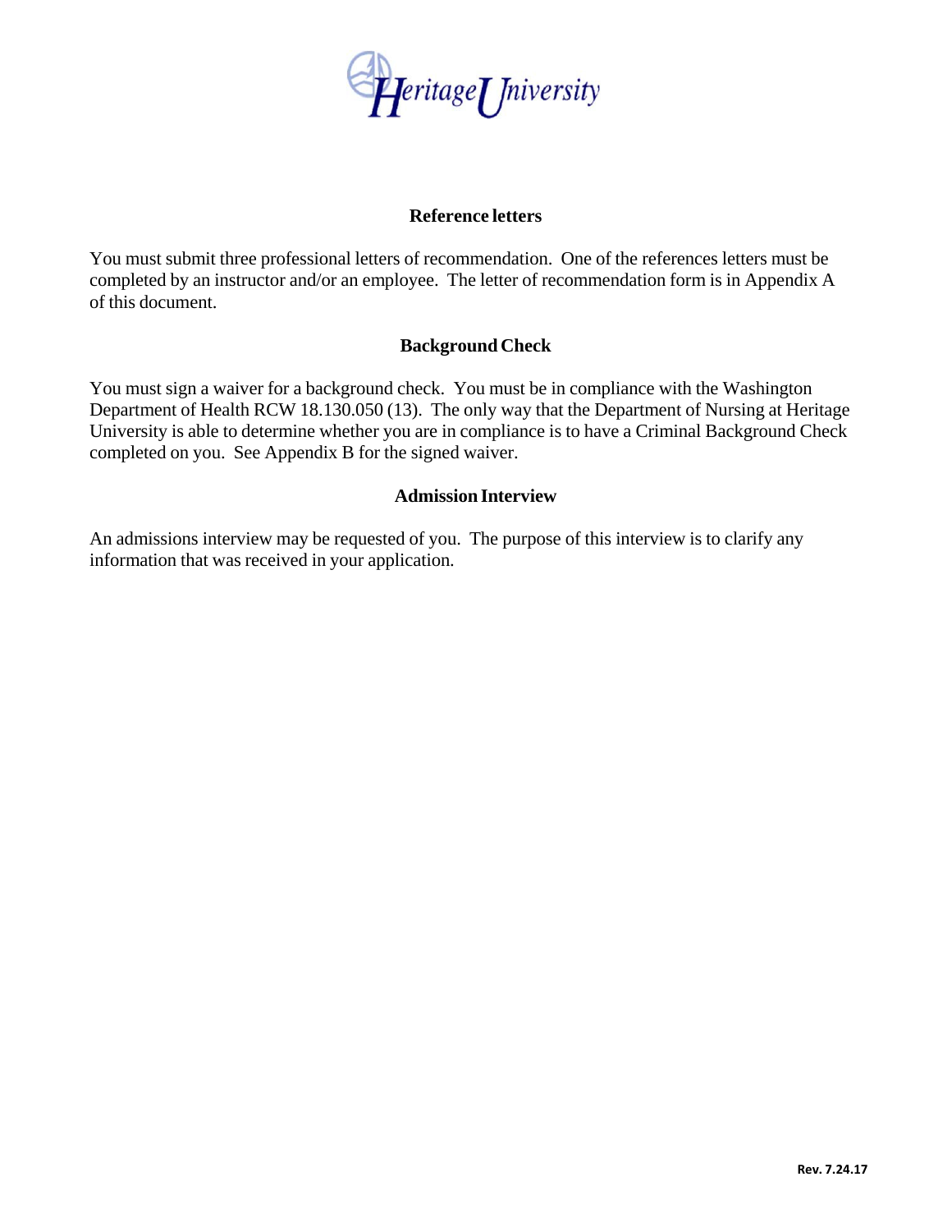### Reference letters

You must submit three professional letters of recommendation. One of the references letters must be completed by an instructor and/or an employee. The letter of recommendation form is in Appendix A of this document.

### Background Check

You must sign a waiver for a background check. You must be in compliance with the Washington Department of Health RCW 18.130.050 (13). The only way that the Department of Nursing at Heritage University is able to determine whether you are in compliance is to have a Criminal Background Check completed on you. See Appendix B for the signed waiver.

### Admission Interview

An admissions interview may be requested of you. The purpose of this interview is to clarify any information that was received in your application.